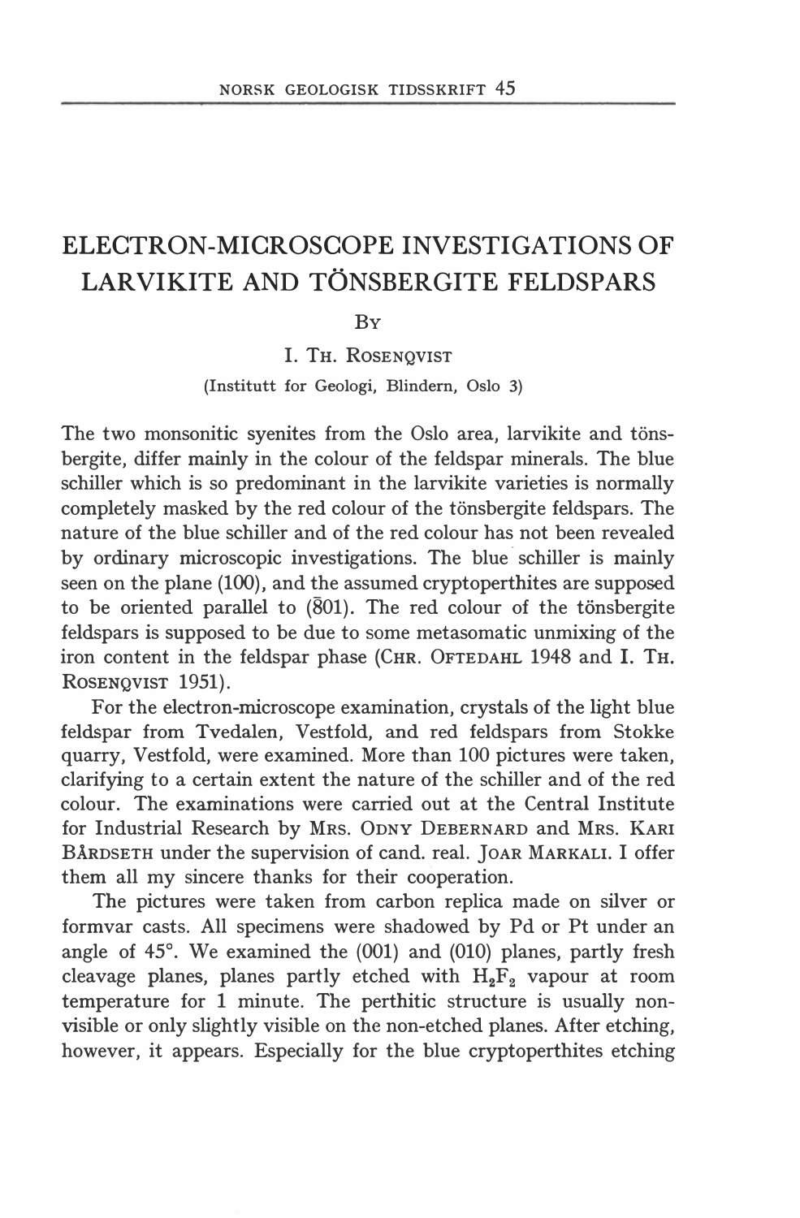# ELECTRON-MICROSCOPE INVESTIGATIONS OF LARVIKITE AND TÖNSBERGITE FELDSPARS

By

I. TH. ROSENQVIST

(Institutt for Geologi, Blindern, Oslo 3)

The two monsonitic syenites from the Oslo area, larvikite and tönsbergite, differ mainly in the colour of the feldspar minerals. The blue schiller which is so predominant in the larvikite varieties is normally completely masked by the red colour of the tönsbergite feldspars. The nature of the blue schiller and of the red colour has not been revealed by ordinary microscopic investigations. The blue schiller is mainly seen on the plane (100), and the assumed cryptoperthites are supposed to be oriented parallel to ($\bar{8}01$). The red colour of the tönsbergite feldspars is supposed to be due to some metasomatic unmixing of the iron content in the feldspar phase (CHR. OFTEDAHL 1948 and I. TH. ROSENQVIST 1951).

For the electron-microscope examination, crystals of the light blue feldspar from Tvedalen, Vestfold, and red feldspars from Stokke quarry, Vestfold, were examined. More than 100 pictures were taken, clarifying to a certain extent the nature of the schiller and of the red colour. The examinations were carried out at the Central Institute for Industrial Research by MRS. ODNY DEBERNARD and MRS. KARI BÅRDSETH under the supervision of cand. real. JOAR MARKALI. I offer them all my sincere thanks for their cooperation.

The pictures were taken from carbon replica made on silver or formvar casts. All specimens were shadowed by Pd or Pt under an angle of 45°. We examined the (001) and (010) planes, partly fresh cleavage planes, planes partly etched with $H_2F_2$ vapour at room temperature for 1 minute. The perthitic structure is usually non-visible or only slightly visible on the non-etched planes. After etching, however, it appears. Especially for the blue cryptoperthites etching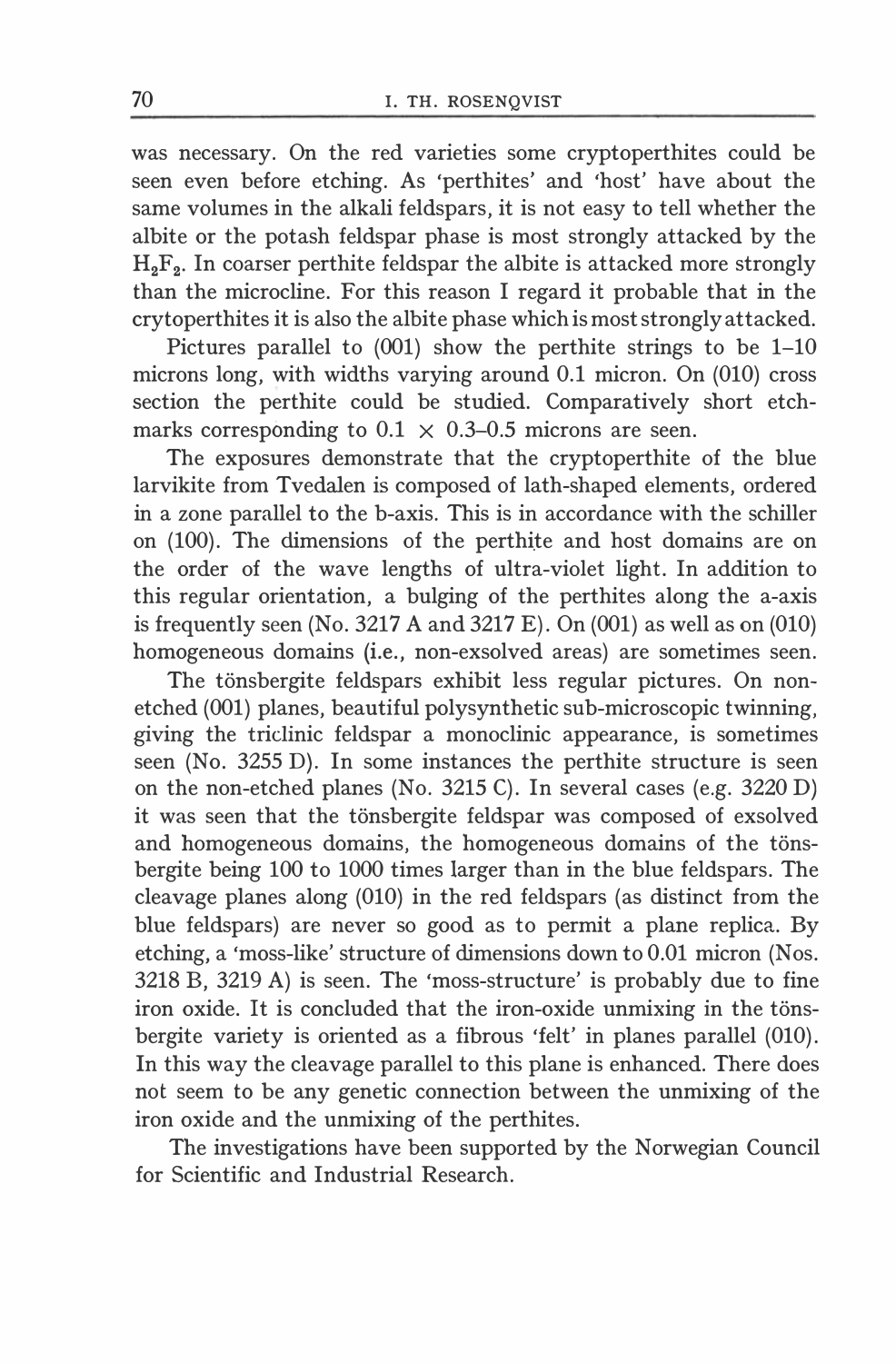was necessary. On the red varieties some cryptoperthites could be seen even before etching. As 'perthites' and 'host' have about the same volumes in the alkali feldspars, it is not easy to tell whether the albite or the potash feldspar phase is most strongly attacked by the $H_2F_2$. In coarser perthite feldspar the albite is attacked more strongly than the microcline. For this reason I regard it probable that in the crytoperthites it is also the albite phase which is most strongly attacked.

Pictures parallel to (001) show the perthite strings to be 1–10 microns long, with widths varying around 0.1 micron. On (010) cross section the perthite could be studied. Comparatively short etch-marks corresponding to $0.1 \times 0.3$–$0.5$ microns are seen.

The exposures demonstrate that the cryptoperthite of the blue larvikite from Tvedalen is composed of lath-shaped elements, ordered in a zone parallel to the b-axis. This is in accordance with the schiller on (100). The dimensions of the perthite and host domains are on the order of the wave lengths of ultra-violet light. In addition to this regular orientation, a bulging of the perthites along the a-axis is frequently seen (No. 3217 A and 3217 E). On (001) as well as on (010) homogeneous domains (i.e., non-exsolved areas) are sometimes seen.

The tönsbergite feldspars exhibit less regular pictures. On non-etched (001) planes, beautiful polysynthetic sub-microscopic twinning, giving the triclinic feldspar a monoclinic appearance, is sometimes seen (No. 3255 D). In some instances the perthite structure is seen on the non-etched planes (No. 3215 C). In several cases (e.g. 3220 D) it was seen that the tönsbergite feldspar was composed of exsolved and homogeneous domains, the homogeneous domains of the tönsbergite being 100 to 1000 times larger than in the blue feldspars. The cleavage planes along (010) in the red feldspars (as distinct from the blue feldspars) are never so good as to permit a plane replica. By etching, a 'moss-like' structure of dimensions down to 0.01 micron (Nos. 3218 B, 3219 A) is seen. The 'moss-structure' is probably due to fine iron oxide. It is concluded that the iron-oxide unmixing in the tönsbergite variety is oriented as a fibrous 'felt' in planes parallel (010). In this way the cleavage parallel to this plane is enhanced. There does not seem to be any genetic connection between the unmixing of the iron oxide and the unmixing of the perthites.

The investigations have been supported by the Norwegian Council for Scientific and Industrial Research.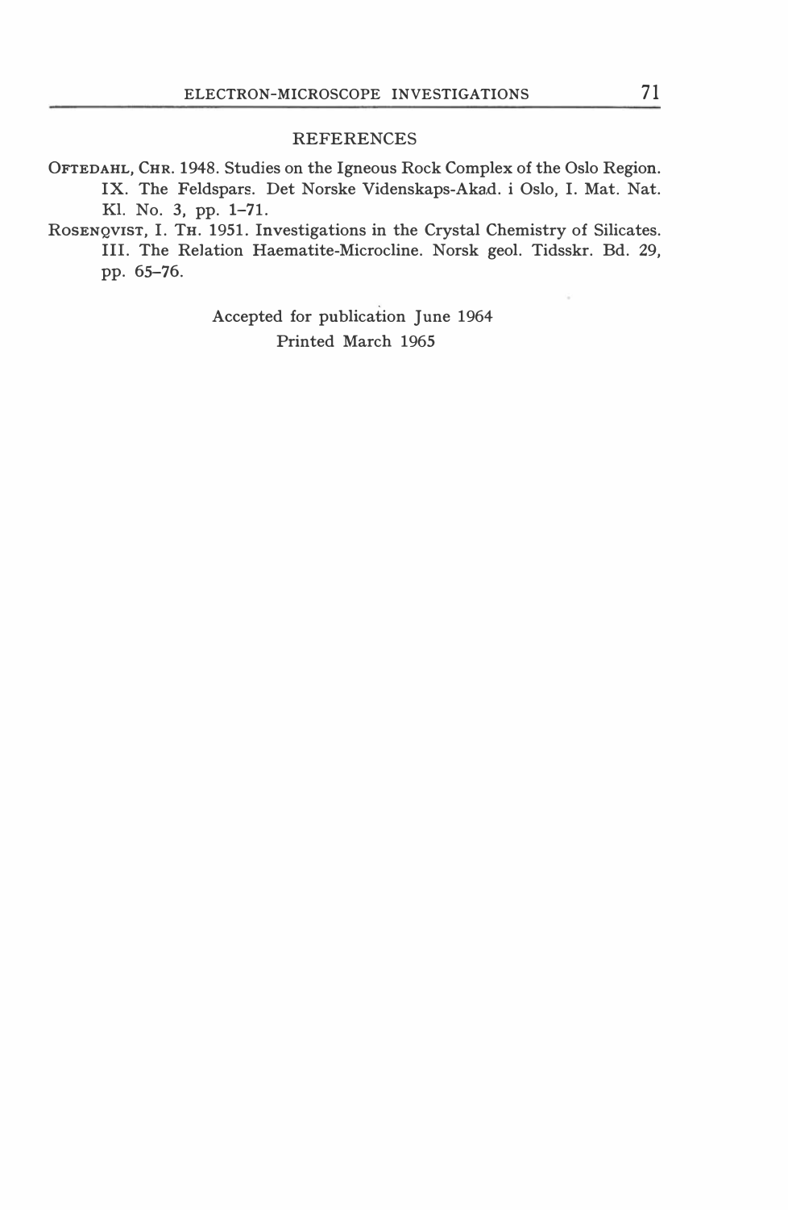## REFERENCES

Oftedahl, Chr. 1948. Studies on the Igneous Rock Complex of the Oslo Region. IX. The Feldspars. Det Norske Videnskaps-Akad. i Oslo, I. Mat. Nat. Kl. No. 3, pp. 1–71.

Rosenqvist, I. Th. 1951. Investigations in the Crystal Chemistry of Silicates. III. The Relation Haematite-Microcline. Norsk geol. Tidsskr. Bd. 29, pp. 65–76.

Accepted for publication June 1964
Printed March 1965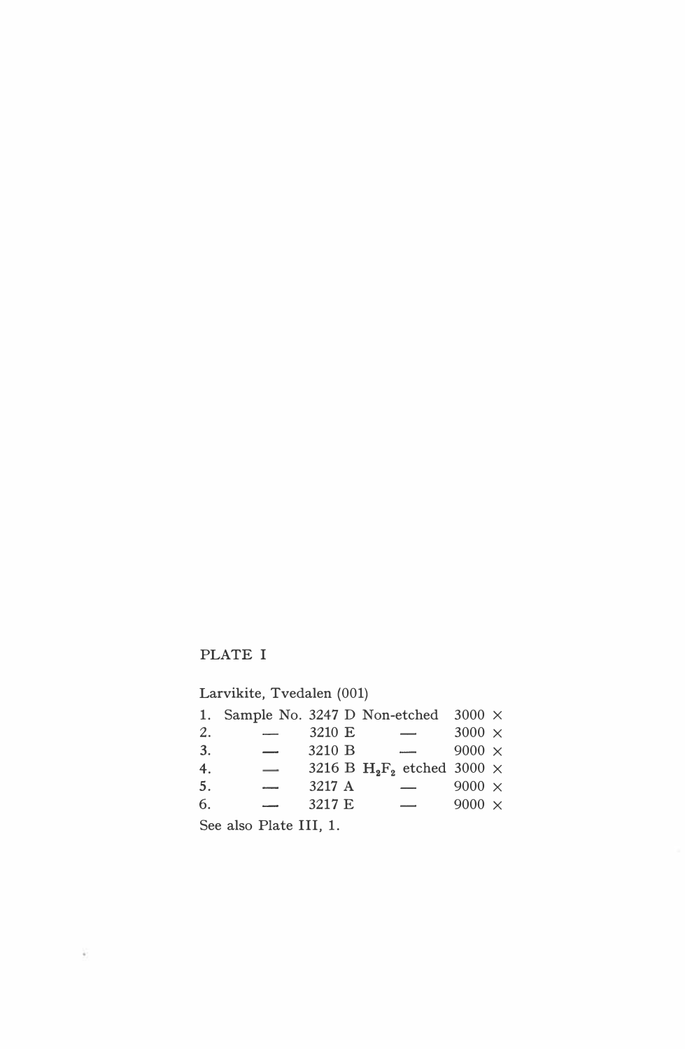## PLATE I

Larvikite, Tvedalen (001)

| | | | | |
|---|---|---|---|---|
| 1. | Sample No. | 3247 D | Non-etched | 3000 × |
| 2. | — | 3210 E | — | 3000 × |
| 3. | — | 3210 B | — | 9000 × |
| 4. | — | 3216 B | $H_2F_2$ etched | 3000 × |
| 5. | — | 3217 A | — | 9000 × |
| 6. | — | 3217 E | — | 9000 × |

See also Plate III, 1.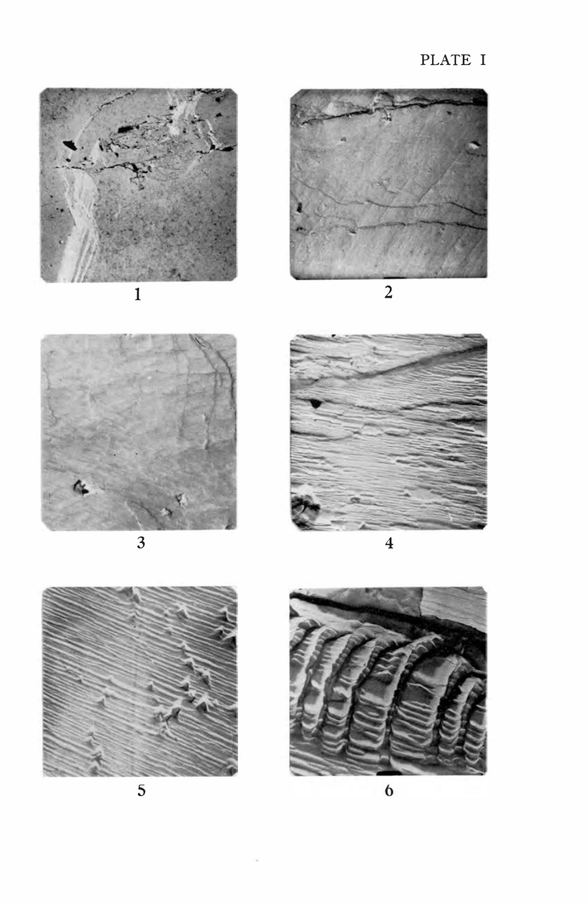# PLATE I

1

2

3

4

5

6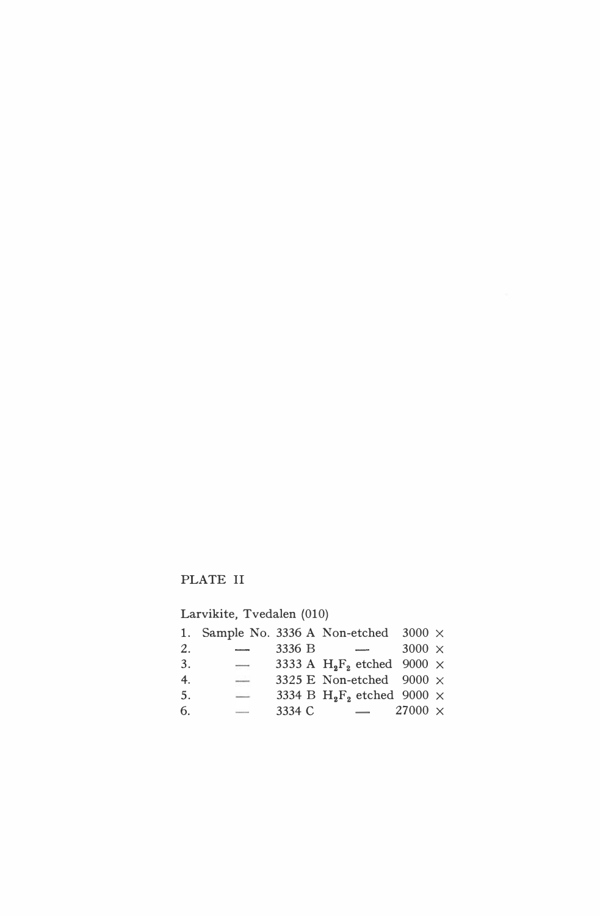## PLATE II

Larvikite, Tvedalen (010)

| | | | | |
|---|---|---|---|---|
| 1. | Sample No. | 3336 A | Non-etched | 3000 × |
| 2. | — | 3336 B | — | 3000 × |
| 3. | — | 3333 A | $H_2F_2$ etched | 9000 × |
| 4. | — | 3325 E | Non-etched | 9000 × |
| 5. | — | 3334 B | $H_2F_2$ etched | 9000 × |
| 6. | — | 3334 C | — | 27000 × |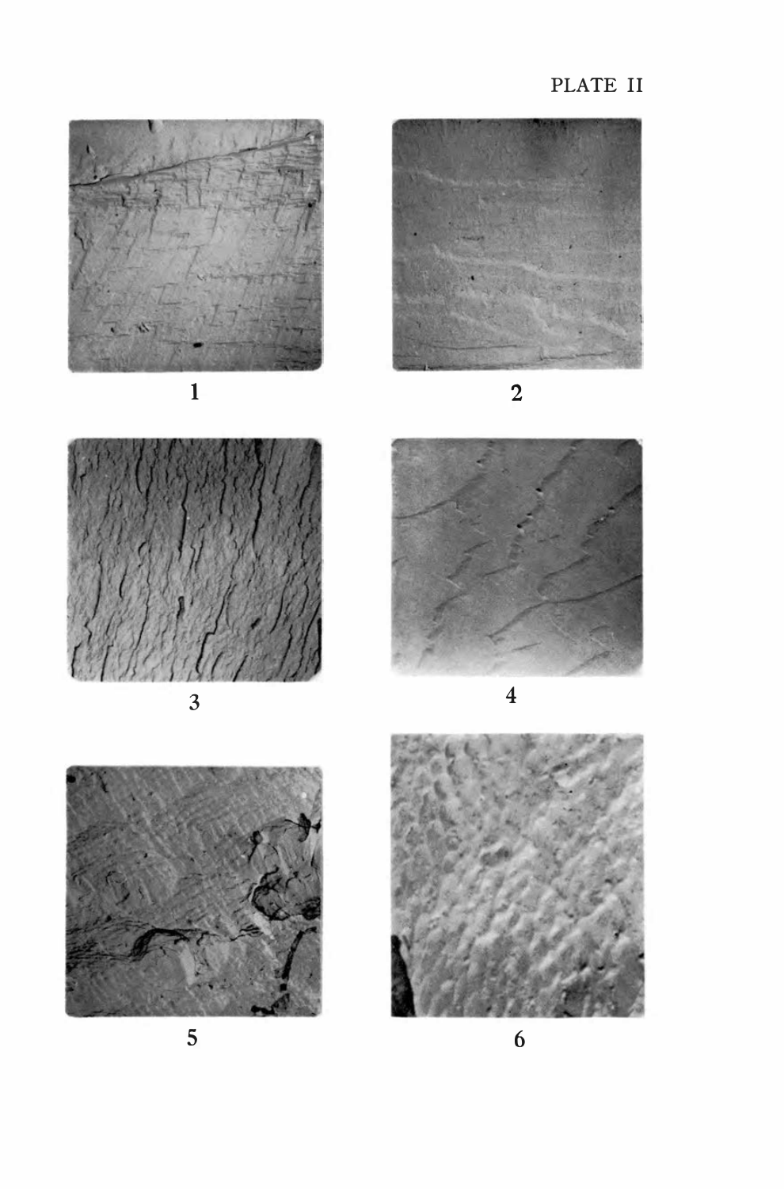PLATE II

1

2

3

4

5

6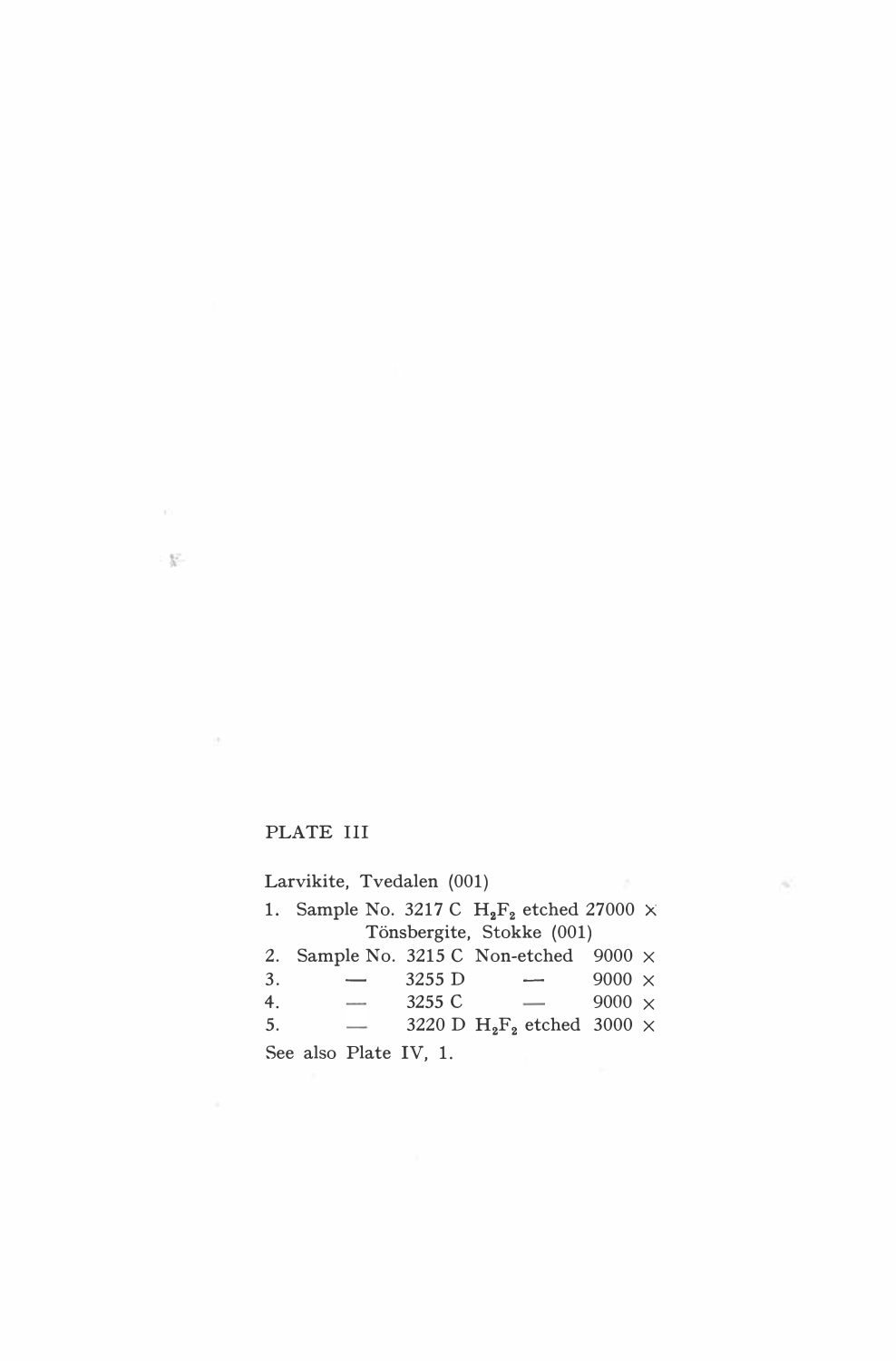# PLATE III

Larvikite, Tvedalen (001)

1. Sample No. 3217 C $H_2F_2$ etched 27000 ×

Tönsbergite, Stokke (001)

2. Sample No. 3215 C Non-etched 9000 ×
3. — 3255 D — 9000 ×
4. — 3255 C — 9000 ×
5. — 3220 D $H_2F_2$ etched 3000 ×

See also Plate IV, 1.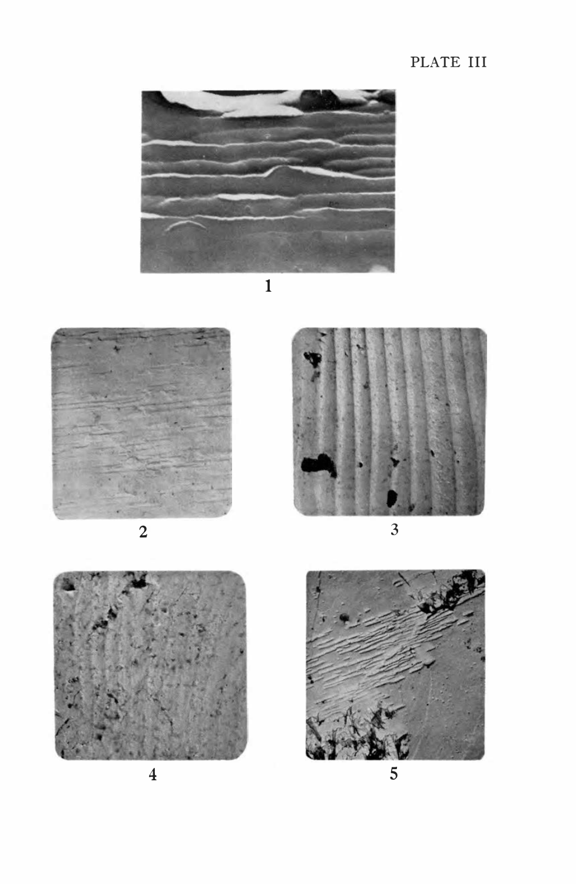# PLATE III

1

2

3

4

5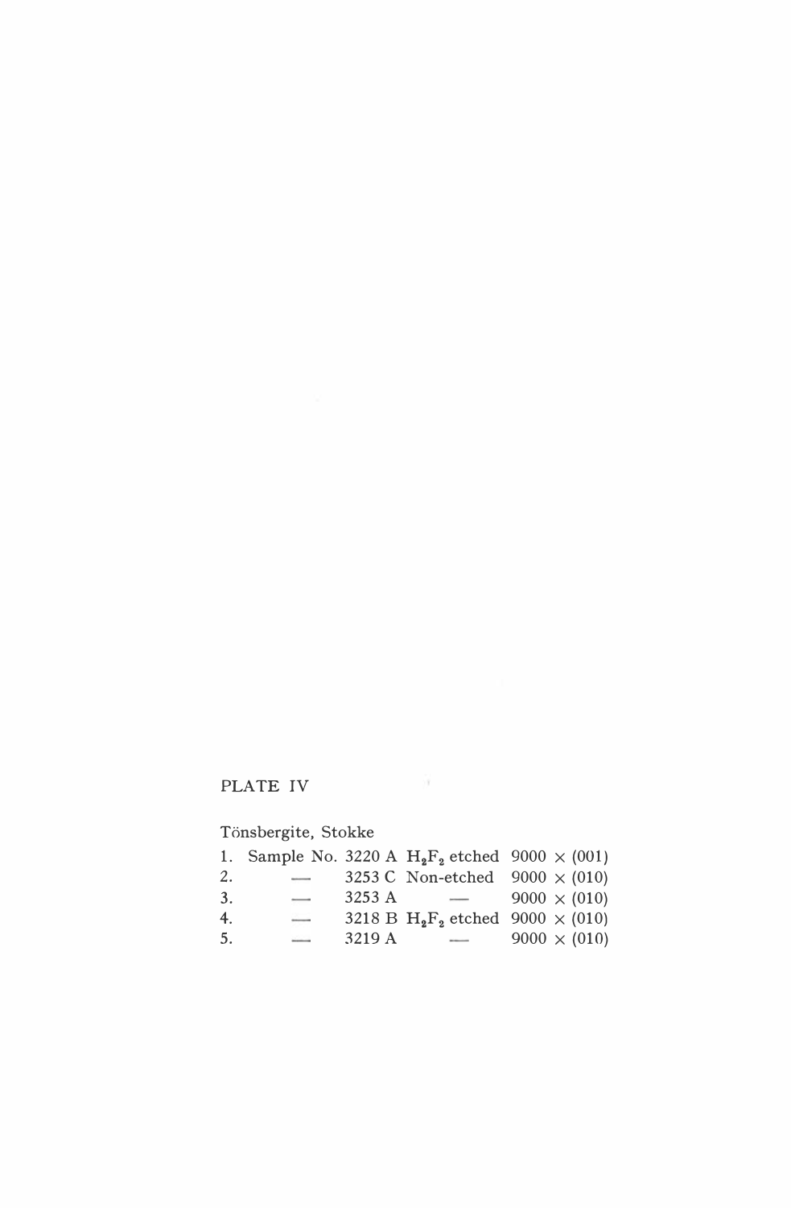PLATE IV

Tönsbergite, Stokke

| | | | | |
|---|---|---|---|---|
| 1. | Sample No. 3220 A | $H_2F_2$ etched | 9000 × | (001) |
| 2. | — 3253 C | Non-etched | 9000 × | (010) |
| 3. | — 3253 A | — | 9000 × | (010) |
| 4. | — 3218 B | $H_2F_2$ etched | 9000 × | (010) |
| 5. | — 3219 A | — | 9000 × | (010) |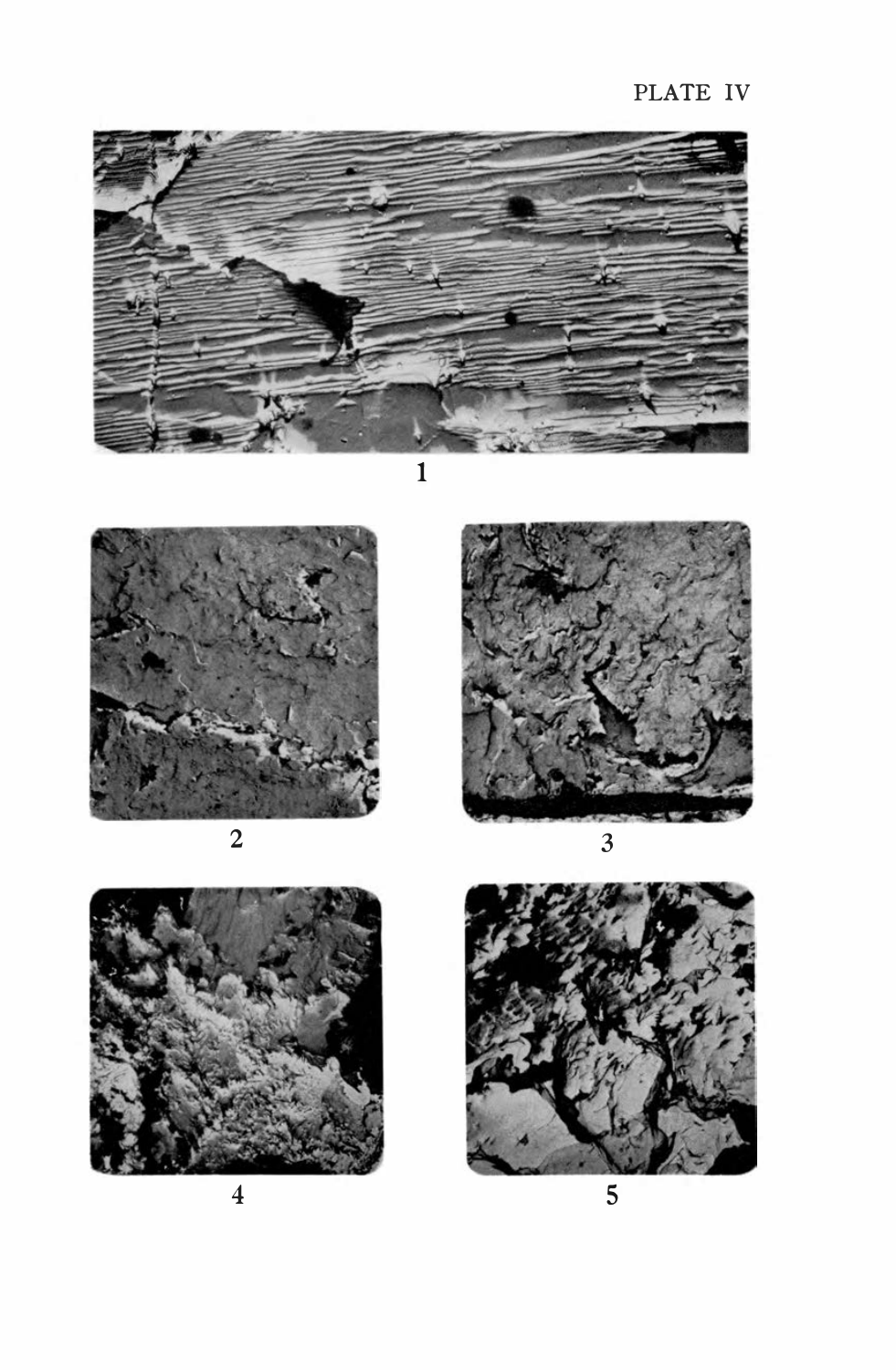PLATE IV

1

2

3

4

5